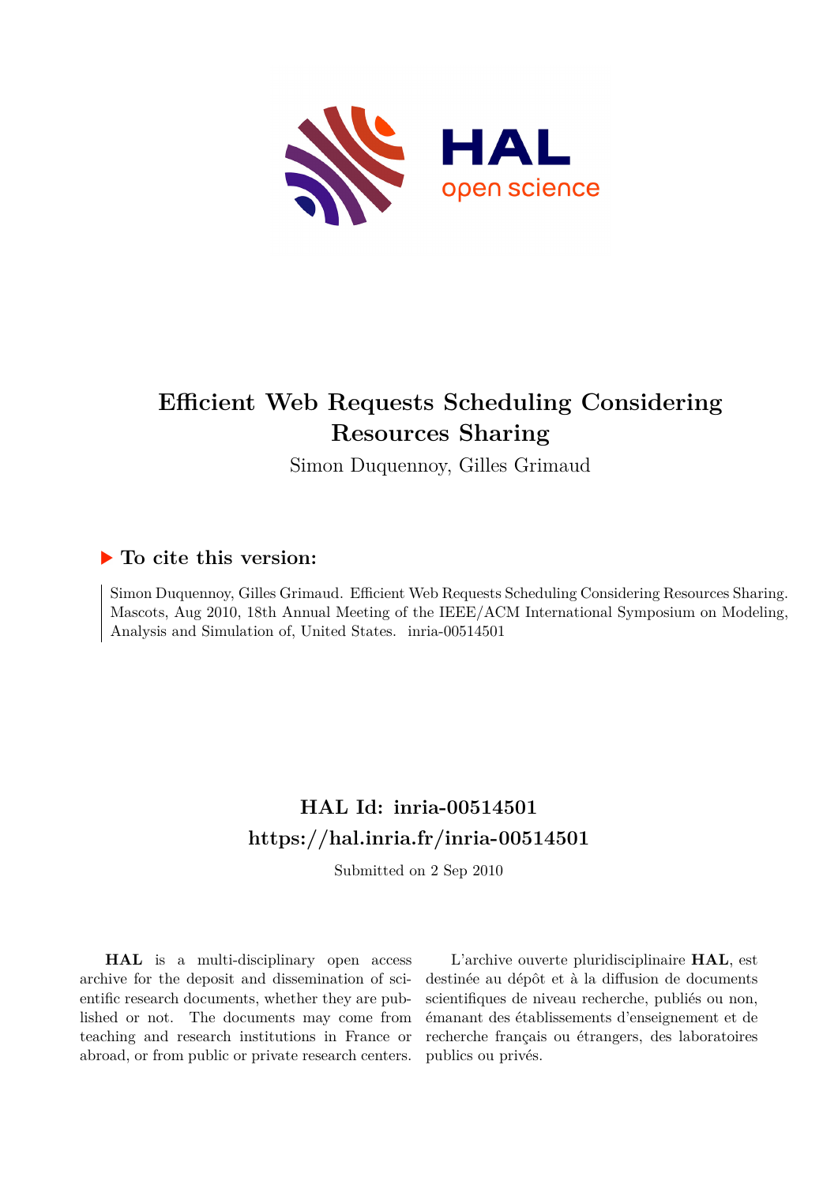# Efficient Web Requests Scheduling Considering Resources Sharing

Simon Duquennoy, Gilles Grimaud

## ▶ To cite this version:

Simon Duquennoy, Gilles Grimaud. Efficient Web Requests Scheduling Considering Resources Sharing. Mascots, Aug 2010, 18th Annual Meeting of the IEEE/ACM International Symposium on Modeling, Analysis and Simulation of, United States. inria-00514501

## HAL Id: inria-00514501
## https://hal.inria.fr/inria-00514501

Submitted on 2 Sep 2010

**HAL** is a multi-disciplinary open access archive for the deposit and dissemination of scientific research documents, whether they are published or not. The documents may come from teaching and research institutions in France or abroad, or from public or private research centers.

L'archive ouverte pluridisciplinaire **HAL**, est destinée au dépôt et à la diffusion de documents scientifiques de niveau recherche, publiés ou non, émanant des établissements d'enseignement et de recherche français ou étrangers, des laboratoires publics ou privés.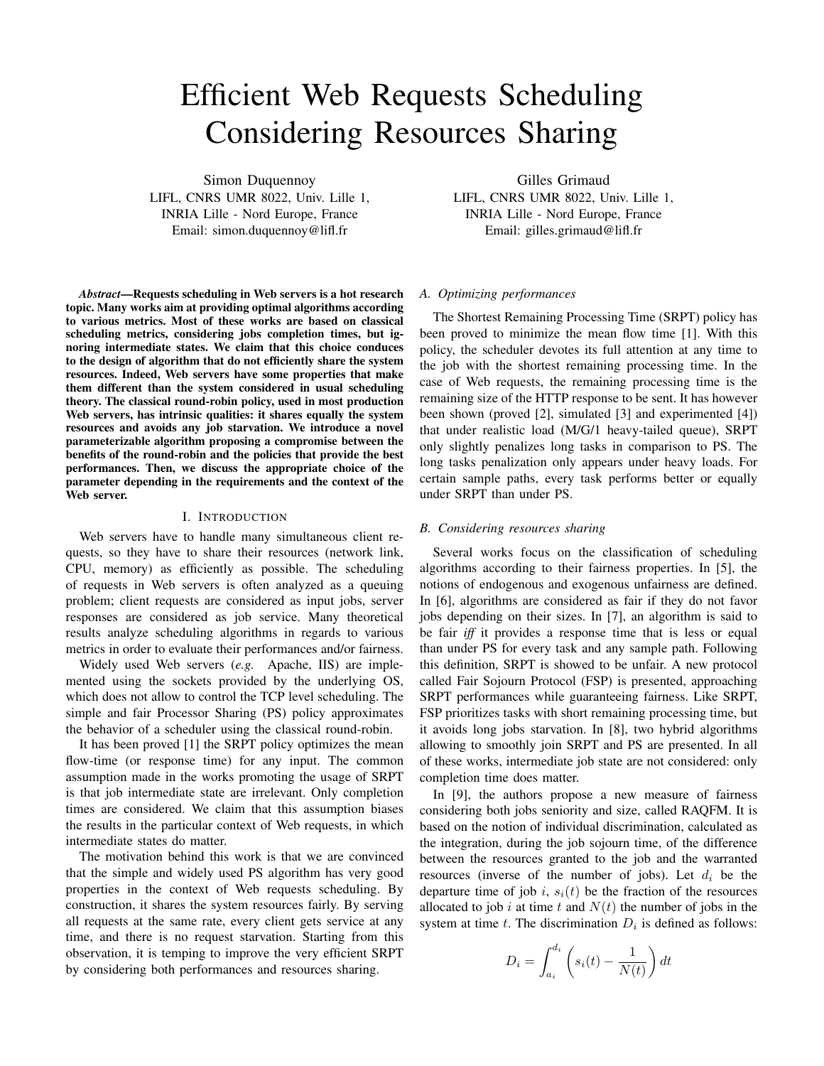// Efficient Web Requests Scheduling Considering Resources Sharing

Simon Duquennoy
LIFL, CNRS UMR 8022, Univ. Lille 1,
INRIA Lille - Nord Europe, France
Email: simon.duquennoy@lifl.fr

Gilles Grimaud
LIFL, CNRS UMR 8022, Univ. Lille 1,
INRIA Lille - Nord Europe, France
Email: gilles.grimaud@lifl.fr

***Abstract*—Requests scheduling in Web servers is a hot research topic. Many works aim at providing optimal algorithms according to various metrics. Most of these works are based on classical scheduling metrics, considering jobs completion times, but ignoring intermediate states. We claim that this choice conduces to the design of algorithm that do not efficiently share the system resources. Indeed, Web servers have some properties that make them different than the system considered in usual scheduling theory. The classical round-robin policy, used in most production Web servers, has intrinsic qualities: it shares equally the system resources and avoids any job starvation. We introduce a novel parameterizable algorithm proposing a compromise between the benefits of the round-robin and the policies that provide the best performances. Then, we discuss the appropriate choice of the parameter depending in the requirements and the context of the Web server.**

## I. Introduction

Web servers have to handle many simultaneous client requests, so they have to share their resources (network link, CPU, memory) as efficiently as possible. The scheduling of requests in Web servers is often analyzed as a queuing problem; client requests are considered as input jobs, server responses are considered as job service. Many theoretical results analyze scheduling algorithms in regards to various metrics in order to evaluate their performances and/or fairness.

Widely used Web servers (*e.g.* Apache, IIS) are implemented using the sockets provided by the underlying OS, which does not allow to control the TCP level scheduling. The simple and fair Processor Sharing (PS) policy approximates the behavior of a scheduler using the classical round-robin.

It has been proved [1] the SRPT policy optimizes the mean flow-time (or response time) for any input. The common assumption made in the works promoting the usage of SRPT is that job intermediate state are irrelevant. Only completion times are considered. We claim that this assumption biases the results in the particular context of Web requests, in which intermediate states do matter.

The motivation behind this work is that we are convinced that the simple and widely used PS algorithm has very good properties in the context of Web requests scheduling. By construction, it shares the system resources fairly. By serving all requests at the same rate, every client gets service at any time, and there is no request starvation. Starting from this observation, it is temping to improve the very efficient SRPT by considering both performances and resources sharing.

### A. Optimizing performances

The Shortest Remaining Processing Time (SRPT) policy has been proved to minimize the mean flow time [1]. With this policy, the scheduler devotes its full attention at any time to the job with the shortest remaining processing time. In the case of Web requests, the remaining processing time is the remaining size of the HTTP response to be sent. It has however been shown (proved [2], simulated [3] and experimented [4]) that under realistic load (M/G/1 heavy-tailed queue), SRPT only slightly penalizes long tasks in comparison to PS. The long tasks penalization only appears under heavy loads. For certain sample paths, every task performs better or equally under SRPT than under PS.

### B. Considering resources sharing

Several works focus on the classification of scheduling algorithms according to their fairness properties. In [5], the notions of endogenous and exogenous unfairness are defined. In [6], algorithms are considered as fair if they do not favor jobs depending on their sizes. In [7], an algorithm is said to be fair *iff* it provides a response time that is less or equal than under PS for every task and any sample path. Following this definition, SRPT is showed to be unfair. A new protocol called Fair Sojourn Protocol (FSP) is presented, approaching SRPT performances while guaranteeing fairness. Like SRPT, FSP prioritizes tasks with short remaining processing time, but it avoids long jobs starvation. In [8], two hybrid algorithms allowing to smoothly join SRPT and PS are presented. In all of these works, intermediate job state are not considered: only completion time does matter.

In [9], the authors propose a new measure of fairness considering both jobs seniority and size, called RAQFM. It is based on the notion of individual discrimination, calculated as the integration, during the job sojourn time, of the difference between the resources granted to the job and the warranted resources (inverse of the number of jobs). Let $d_i$ be the departure time of job $i$, $s_i(t)$ be the fraction of the resources allocated to job $i$ at time $t$ and $N(t)$ the number of jobs in the system at time $t$. The discrimination $D_i$ is defined as follows:

$$D_i = \int_{a_i}^{d_i} \left( s_i(t) - \frac{1}{N(t)} \right) dt$$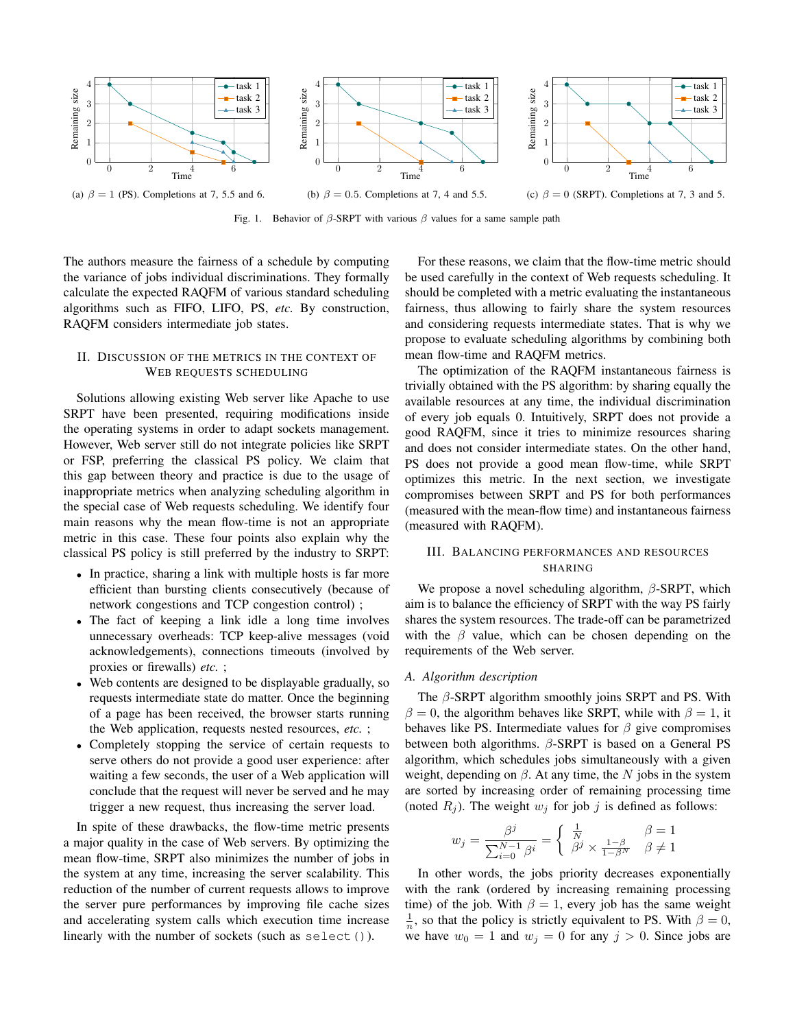(a) $\beta = 1$ (PS). Completions at 7, 5.5 and 6.

(b) $\beta = 0.5$. Completions at 7, 4 and 5.5.

(c) $\beta = 0$ (SRPT). Completions at 7, 3 and 5.

Fig. 1. Behavior of $\beta$-SRPT with various $\beta$ values for a same sample path

The authors measure the fairness of a schedule by computing the variance of jobs individual discriminations. They formally calculate the expected RAQFM of various standard scheduling algorithms such as FIFO, LIFO, PS, *etc.* By construction, RAQFM considers intermediate job states.

## II. Discussion of the metrics in the context of Web requests scheduling

Solutions allowing existing Web server like Apache to use SRPT have been presented, requiring modifications inside the operating systems in order to adapt sockets management. However, Web server still do not integrate policies like SRPT or FSP, preferring the classical PS policy. We claim that this gap between theory and practice is due to the usage of inappropriate metrics when analyzing scheduling algorithm in the special case of Web requests scheduling. We identify four main reasons why the mean flow-time is not an appropriate metric in this case. These four points also explain why the classical PS policy is still preferred by the industry to SRPT:

- In practice, sharing a link with multiple hosts is far more efficient than bursting clients consecutively (because of network congestions and TCP congestion control) ;
- The fact of keeping a link idle a long time involves unnecessary overheads: TCP keep-alive messages (void acknowledgements), connections timeouts (involved by proxies or firewalls) *etc.* ;
- Web contents are designed to be displayable gradually, so requests intermediate state do matter. Once the beginning of a page has been received, the browser starts running the Web application, requests nested resources, *etc.* ;
- Completely stopping the service of certain requests to serve others do not provide a good user experience: after waiting a few seconds, the user of a Web application will conclude that the request will never be served and he may trigger a new request, thus increasing the server load.

In spite of these drawbacks, the flow-time metric presents a major quality in the case of Web servers. By optimizing the mean flow-time, SRPT also minimizes the number of jobs in the system at any time, increasing the server scalability. This reduction of the number of current requests allows to improve the server pure performances by improving file cache sizes and accelerating system calls which execution time increase linearly with the number of sockets (such as `select()`).

For these reasons, we claim that the flow-time metric should be used carefully in the context of Web requests scheduling. It should be completed with a metric evaluating the instantaneous fairness, thus allowing to fairly share the system resources and considering requests intermediate states. That is why we propose to evaluate scheduling algorithms by combining both mean flow-time and RAQFM metrics.

The optimization of the RAQFM instantaneous fairness is trivially obtained with the PS algorithm: by sharing equally the available resources at any time, the individual discrimination of every job equals 0. Intuitively, SRPT does not provide a good RAQFM, since it tries to minimize resources sharing and does not consider intermediate states. On the other hand, PS does not provide a good mean flow-time, while SRPT optimizes this metric. In the next section, we investigate compromises between SRPT and PS for both performances (measured with the mean-flow time) and instantaneous fairness (measured with RAQFM).

## III. Balancing performances and resources sharing

We propose a novel scheduling algorithm, $\beta$-SRPT, which aim is to balance the efficiency of SRPT with the way PS fairly shares the system resources. The trade-off can be parametrized with the $\beta$ value, which can be chosen depending on the requirements of the Web server.

### *A. Algorithm description*

The $\beta$-SRPT algorithm smoothly joins SRPT and PS. With $\beta = 0$, the algorithm behaves like SRPT, while with $\beta = 1$, it behaves like PS. Intermediate values for $\beta$ give compromises between both algorithms. $\beta$-SRPT is based on a General PS algorithm, which schedules jobs simultaneously with a given weight, depending on $\beta$. At any time, the $N$ jobs in the system are sorted by increasing order of remaining processing time (noted $R_j$). The weight $w_j$ for job $j$ is defined as follows:

$$w_j = \frac{\beta^j}{\sum_{i=0}^{N-1} \beta^i} = \begin{cases} \frac{1}{N} & \beta = 1 \\ \beta^j \times \frac{1-\beta}{1-\beta^N} & \beta \neq 1 \end{cases}$$

In other words, the jobs priority decreases exponentially with the rank (ordered by increasing remaining processing time) of the job. With $\beta = 1$, every job has the same weight $\frac{1}{n}$, so that the policy is strictly equivalent to PS. With $\beta = 0$, we have $w_0 = 1$ and $w_j = 0$ for any $j > 0$. Since jobs are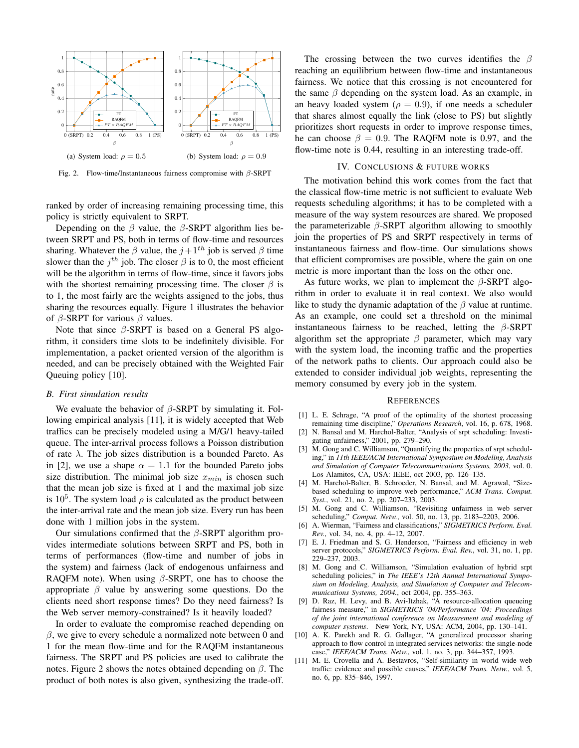1
0.8
0.6
0.4
0.2
0
note
0 (SRPT) 0.2 0.4 0.6 0.8 1 (PS)
$\beta$
FT
RAQFM
$FT \times RAQFM$

(a) System load: $\rho = 0.5$

1
0.8
0.6
0.4
0.2
0
0 (SRPT) 0.2 0.4 0.6 0.8 1 (PS)
$\beta$
FT
RAQFM
$FT \times RAQFM$

(b) System load: $\rho = 0.9$

Fig. 2. Flow-time/Instantaneous fairness compromise with $\beta$-SRPT

ranked by order of increasing remaining processing time, this policy is strictly equivalent to SRPT.

Depending on the $\beta$ value, the $\beta$-SRPT algorithm lies between SRPT and PS, both in terms of flow-time and resources sharing. Whatever the $\beta$ value, the $j+1^{th}$ job is served $\beta$ time slower than the $j^{th}$ job. The closer $\beta$ is to 0, the most efficient will be the algorithm in terms of flow-time, since it favors jobs with the shortest remaining processing time. The closer $\beta$ is to 1, the most fairly are the weights assigned to the jobs, thus sharing the resources equally. Figure 1 illustrates the behavior of $\beta$-SRPT for various $\beta$ values.

Note that since $\beta$-SRPT is based on a General PS algorithm, it considers time slots to be indefinitely divisible. For implementation, a packet oriented version of the algorithm is needed, and can be precisely obtained with the Weighted Fair Queuing policy [10].

### B. First simulation results

We evaluate the behavior of $\beta$-SRPT by simulating it. Following empirical analysis [11], it is widely accepted that Web traffics can be precisely modeled using a M/G/1 heavy-tailed queue. The inter-arrival process follows a Poisson distribution of rate $\lambda$. The job sizes distribution is a bounded Pareto. As in [2], we use a shape $\alpha = 1.1$ for the bounded Pareto jobs size distribution. The minimal job size $x_{min}$ is chosen such that the mean job size is fixed at 1 and the maximal job size is $10^5$. The system load $\rho$ is calculated as the product between the inter-arrival rate and the mean job size. Every run has been done with 1 million jobs in the system.

Our simulations confirmed that the $\beta$-SRPT algorithm provides intermediate solutions between SRPT and PS, both in terms of performances (flow-time and number of jobs in the system) and fairness (lack of endogenous unfairness and RAQFM note). When using $\beta$-SRPT, one has to choose the appropriate $\beta$ value by answering some questions. Do the clients need short response times? Do they need fairness? Is the Web server memory-constrained? Is it heavily loaded?

In order to evaluate the compromise reached depending on $\beta$, we give to every schedule a normalized note between 0 and 1 for the mean flow-time and for the RAQFM instantaneous fairness. The SRPT and PS policies are used to calibrate the notes. Figure 2 shows the notes obtained depending on $\beta$. The product of both notes is also given, synthesizing the trade-off.

The crossing between the two curves identifies the $\beta$ reaching an equilibrium between flow-time and instantaneous fairness. We notice that this crossing is not encountered for the same $\beta$ depending on the system load. As an example, in an heavy loaded system ($\rho = 0.9$), if one needs a scheduler that shares almost equally the link (close to PS) but slightly prioritizes short requests in order to improve response times, he can choose $\beta = 0.9$. The RAQFM note is 0.97, and the flow-time note is 0.44, resulting in an interesting trade-off.

## IV. Conclusions & Future Works

The motivation behind this work comes from the fact that the classical flow-time metric is not sufficient to evaluate Web requests scheduling algorithms; it has to be completed with a measure of the way system resources are shared. We proposed the parameterizable $\beta$-SRPT algorithm allowing to smoothly join the properties of PS and SRPT respectively in terms of instantaneous fairness and flow-time. Our simulations shows that efficient compromises are possible, where the gain on one metric is more important than the loss on the other one.

As future works, we plan to implement the $\beta$-SRPT algorithm in order to evaluate it in real context. We also would like to study the dynamic adaptation of the $\beta$ value at runtime. As an example, one could set a threshold on the minimal instantaneous fairness to be reached, letting the $\beta$-SRPT algorithm set the appropriate $\beta$ parameter, which may vary with the system load, the incoming traffic and the properties of the network paths to clients. Our approach could also be extended to consider individual job weights, representing the memory consumed by every job in the system.

## References

[1] L. E. Schrage, "A proof of the optimality of the shortest processing remaining time discipline," *Operations Research*, vol. 16, p. 678, 1968.

[2] N. Bansal and M. Harchol-Balter, "Analysis of srpt scheduling: Investigating unfairness," 2001, pp. 279–290.

[3] M. Gong and C. Williamson, "Quantifying the properties of srpt scheduling," in *11th IEEE/ACM International Symposium on Modeling, Analysis and Simulation of Computer Telecommunications Systems, 2003*, vol. 0. Los Alamitos, CA, USA: IEEE, oct 2003, pp. 126–135.

[4] M. Harchol-Balter, B. Schroeder, N. Bansal, and M. Agrawal, "Size-based scheduling to improve web performance," *ACM Trans. Comput. Syst.*, vol. 21, no. 2, pp. 207–233, 2003.

[5] M. Gong and C. Williamson, "Revisiting unfairness in web server scheduling," *Comput. Netw.*, vol. 50, no. 13, pp. 2183–2203, 2006.

[6] A. Wierman, "Fairness and classifications," *SIGMETRICS Perform. Eval. Rev.*, vol. 34, no. 4, pp. 4–12, 2007.

[7] E. J. Friedman and S. G. Henderson, "Fairness and efficiency in web server protocols," *SIGMETRICS Perform. Eval. Rev.*, vol. 31, no. 1, pp. 229–237, 2003.

[8] M. Gong and C. Williamson, "Simulation evaluation of hybrid srpt scheduling policies," in *The IEEE's 12th Annual International Symposium on Modeling, Analysis, and Simulation of Computer and Telecommunications Systems, 2004.*, oct 2004, pp. 355–363.

[9] D. Raz, H. Levy, and B. Avi-Itzhak, "A resource-allocation queueing fairness measure," in *SIGMETRICS '04/Performance '04: Proceedings of the joint international conference on Measurement and modeling of computer systems*. New York, NY, USA: ACM, 2004, pp. 130–141.

[10] A. K. Parekh and R. G. Gallager, "A generalized processor sharing approach to flow control in integrated services networks: the single-node case," *IEEE/ACM Trans. Netw.*, vol. 1, no. 3, pp. 344–357, 1993.

[11] M. E. Crovella and A. Bestavros, "Self-similarity in world wide web traffic: evidence and possible causes," *IEEE/ACM Trans. Netw.*, vol. 5, no. 6, pp. 835–846, 1997.